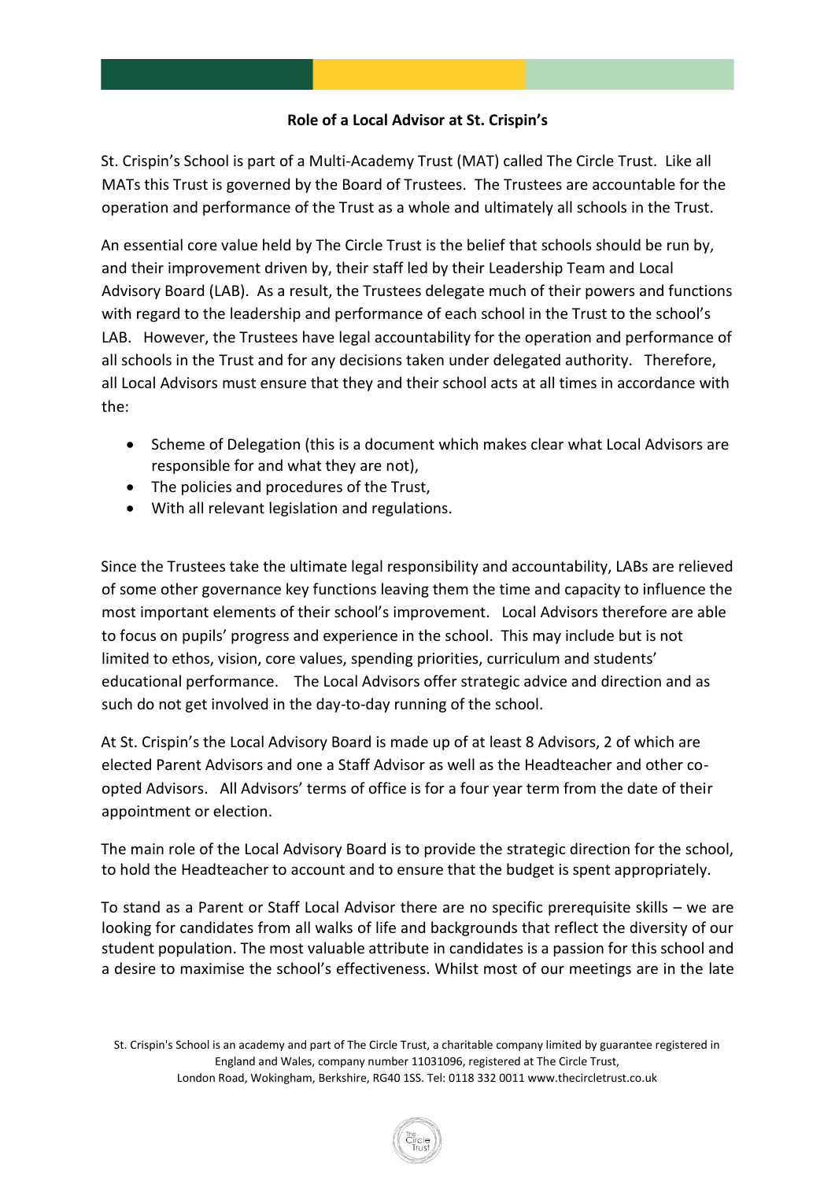**Role of a Local Advisor at St. Crispin's**

St. Crispin's School is part of a Multi-Academy Trust (MAT) called The Circle Trust. Like all MATs this Trust is governed by the Board of Trustees. The Trustees are accountable for the operation and performance of the Trust as a whole and ultimately all schools in the Trust.

An essential core value held by The Circle Trust is the belief that schools should be run by, and their improvement driven by, their staff led by their Leadership Team and Local Advisory Board (LAB). As a result, the Trustees delegate much of their powers and functions with regard to the leadership and performance of each school in the Trust to the school's LAB. However, the Trustees have legal accountability for the operation and performance of all schools in the Trust and for any decisions taken under delegated authority. Therefore, all Local Advisors must ensure that they and their school acts at all times in accordance with the:

- Scheme of Delegation (this is a document which makes clear what Local Advisors are responsible for and what they are not),
- The policies and procedures of the Trust,
- With all relevant legislation and regulations.

Since the Trustees take the ultimate legal responsibility and accountability, LABs are relieved of some other governance key functions leaving them the time and capacity to influence the most important elements of their school's improvement. Local Advisors therefore are able to focus on pupils' progress and experience in the school. This may include but is not limited to ethos, vision, core values, spending priorities, curriculum and students' educational performance. The Local Advisors offer strategic advice and direction and as such do not get involved in the day-to-day running of the school.

At St. Crispin's the Local Advisory Board is made up of at least 8 Advisors, 2 of which are elected Parent Advisors and one a Staff Advisor as well as the Headteacher and other co-opted Advisors. All Advisors' terms of office is for a four year term from the date of their appointment or election.

The main role of the Local Advisory Board is to provide the strategic direction for the school, to hold the Headteacher to account and to ensure that the budget is spent appropriately.

To stand as a Parent or Staff Local Advisor there are no specific prerequisite skills – we are looking for candidates from all walks of life and backgrounds that reflect the diversity of our student population. The most valuable attribute in candidates is a passion for this school and a desire to maximise the school's effectiveness. Whilst most of our meetings are in the late

St. Crispin's School is an academy and part of The Circle Trust, a charitable company limited by guarantee registered in England and Wales, company number 11031096, registered at The Circle Trust, London Road, Wokingham, Berkshire, RG40 1SS. Tel: 0118 332 0011 www.thecircletrust.co.uk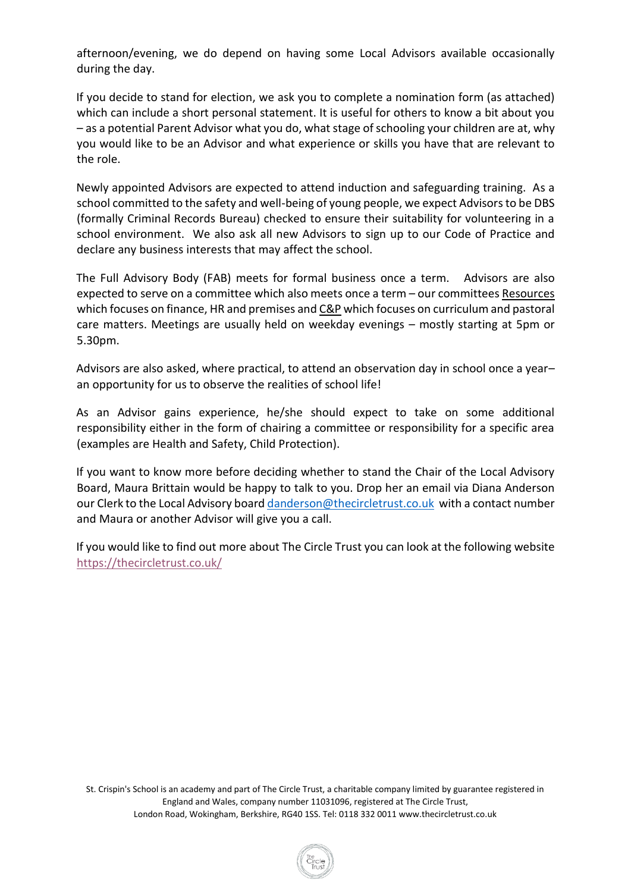afternoon/evening, we do depend on having some Local Advisors available occasionally during the day.

If you decide to stand for election, we ask you to complete a nomination form (as attached) which can include a short personal statement. It is useful for others to know a bit about you – as a potential Parent Advisor what you do, what stage of schooling your children are at, why you would like to be an Advisor and what experience or skills you have that are relevant to the role.

Newly appointed Advisors are expected to attend induction and safeguarding training. As a school committed to the safety and well-being of young people, we expect Advisors to be DBS (formally Criminal Records Bureau) checked to ensure their suitability for volunteering in a school environment. We also ask all new Advisors to sign up to our Code of Practice and declare any business interests that may affect the school.

The Full Advisory Body (FAB) meets for formal business once a term. Advisors are also expected to serve on a committee which also meets once a term – our committees Resources which focuses on finance, HR and premises and C&P which focuses on curriculum and pastoral care matters. Meetings are usually held on weekday evenings – mostly starting at 5pm or 5.30pm.

Advisors are also asked, where practical, to attend an observation day in school once a year– an opportunity for us to observe the realities of school life!

As an Advisor gains experience, he/she should expect to take on some additional responsibility either in the form of chairing a committee or responsibility for a specific area (examples are Health and Safety, Child Protection).

If you want to know more before deciding whether to stand the Chair of the Local Advisory Board, Maura Brittain would be happy to talk to you. Drop her an email via Diana Anderson our Clerk to the Local Advisory board danderson@thecircletrust.co.uk with a contact number and Maura or another Advisor will give you a call.

If you would like to find out more about The Circle Trust you can look at the following website https://thecircletrust.co.uk/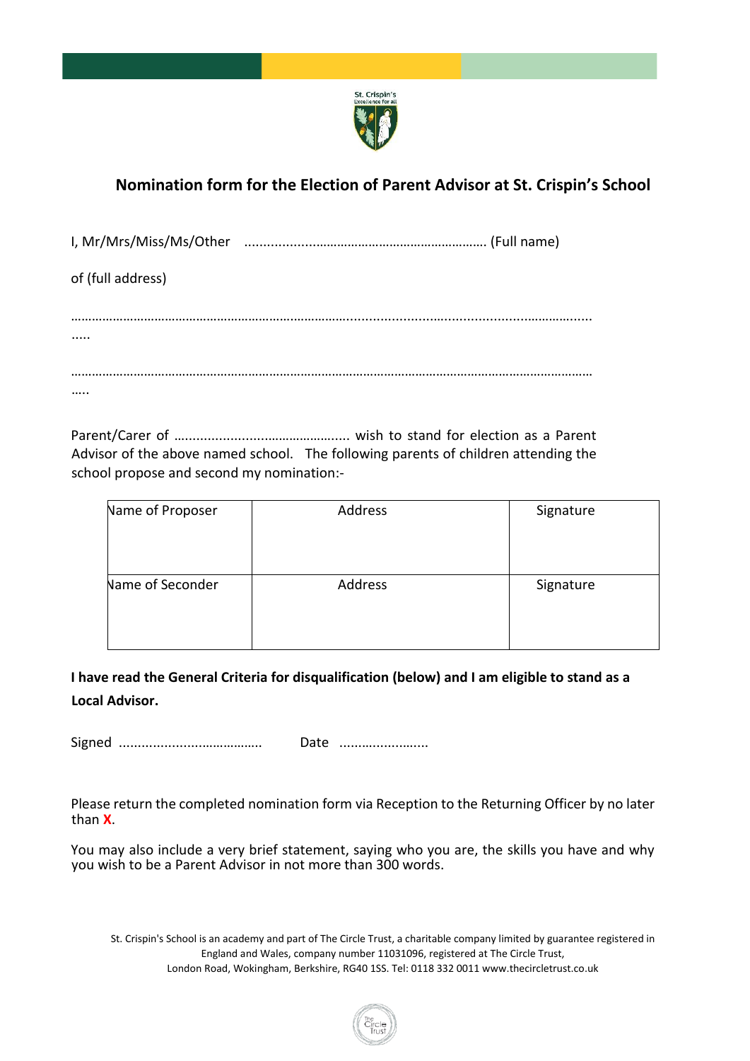## Nomination form for the Election of Parent Advisor at St. Crispin's School

I, Mr/Mrs/Miss/Ms/Other ............................................................. (Full name)

of (full address)

..........................................................................................................................................
.....

..........................................................................................................................................
.....

Parent/Carer of ............................................... wish to stand for election as a Parent Advisor of the above named school. The following parents of children attending the school propose and second my nomination:-

| Name of Proposer | Address | Signature |
|---|---|---|
| Name of Seconder | Address | Signature |

**I have read the General Criteria for disqualification (below) and I am eligible to stand as a Local Advisor.**

Signed ...................................... Date ........................

Please return the completed nomination form via Reception to the Returning Officer by no later than **X**.

You may also include a very brief statement, saying who you are, the skills you have and why you wish to be a Parent Advisor in not more than 300 words.

St. Crispin's School is an academy and part of The Circle Trust, a charitable company limited by guarantee registered in England and Wales, company number 11031096, registered at The Circle Trust, London Road, Wokingham, Berkshire, RG40 1SS. Tel: 0118 332 0011 www.thecircletrust.co.uk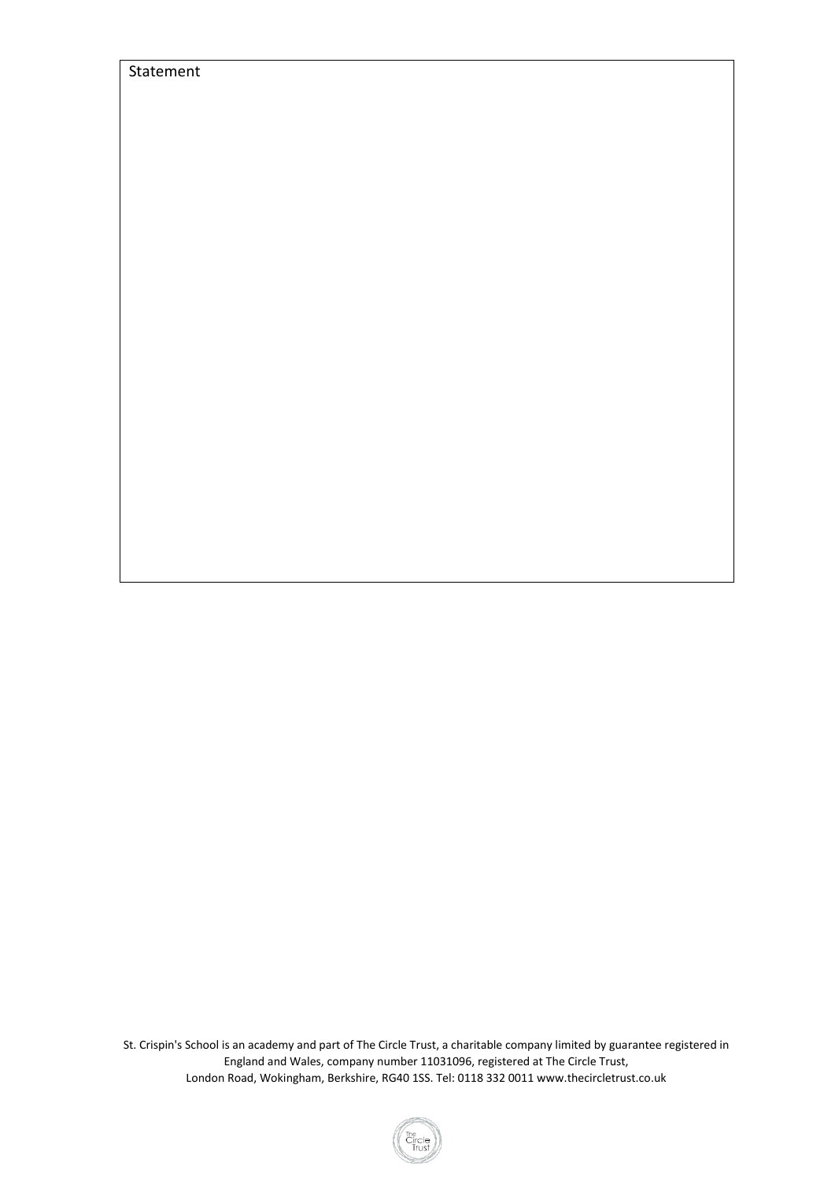| Statement |
| --- |
| |

St. Crispin's School is an academy and part of The Circle Trust, a charitable company limited by guarantee registered in England and Wales, company number 11031096, registered at The Circle Trust, London Road, Wokingham, Berkshire, RG40 1SS. Tel: 0118 332 0011 www.thecircletrust.co.uk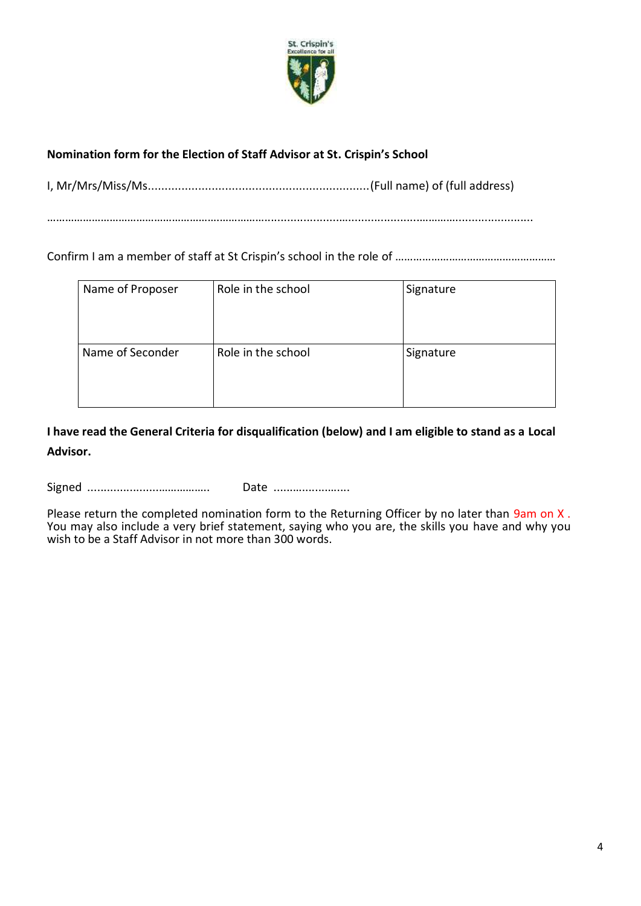**Nomination form for the Election of Staff Advisor at St. Crispin's School**

I, Mr/Mrs/Miss/Ms..................................................................(Full name) of (full address)

………………………………………………………………..........................................................................

Confirm I am a member of staff at St Crispin's school in the role of ………………………………………………

| Name of Proposer | Role in the school | Signature |
| --- | --- | --- |
| Name of Seconder | Role in the school | Signature |

**I have read the General Criteria for disqualification (below) and I am eligible to stand as a Local Advisor.**

Signed ......................…………….    Date ......……………...

Please return the completed nomination form to the Returning Officer by no later than 9am on X . You may also include a very brief statement, saying who you are, the skills you have and why you wish to be a Staff Advisor in not more than 300 words.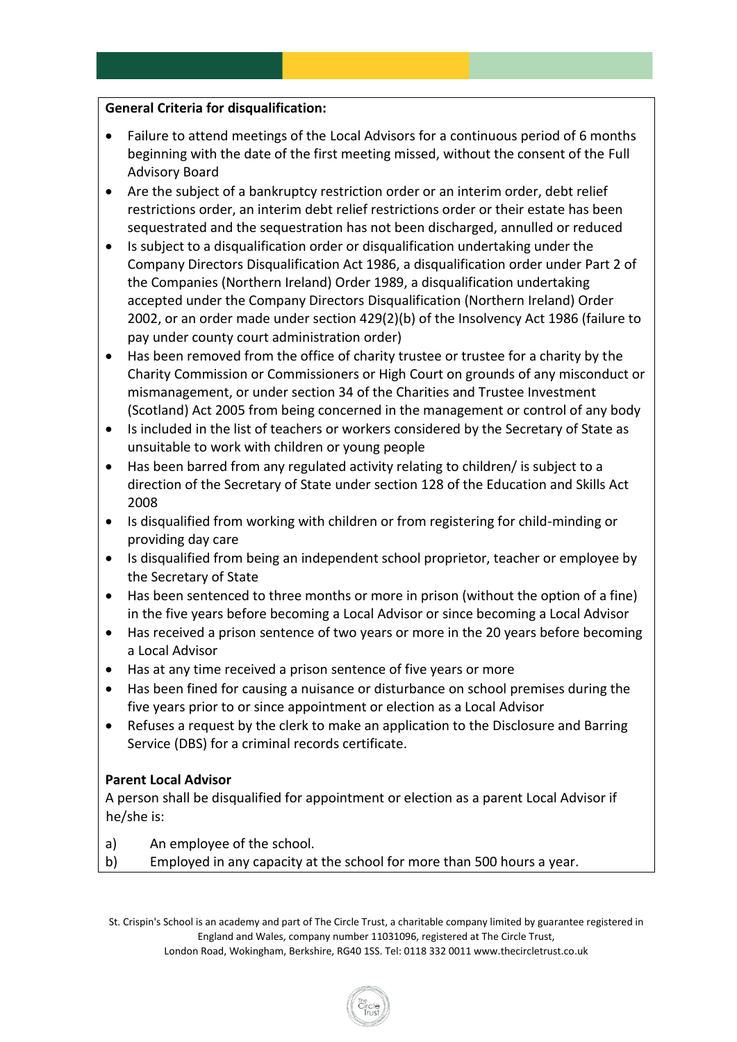**General Criteria for disqualification:**

- Failure to attend meetings of the Local Advisors for a continuous period of 6 months beginning with the date of the first meeting missed, without the consent of the Full Advisory Board
- Are the subject of a bankruptcy restriction order or an interim order, debt relief restrictions order, an interim debt relief restrictions order or their estate has been sequestrated and the sequestration has not been discharged, annulled or reduced
- Is subject to a disqualification order or disqualification undertaking under the Company Directors Disqualification Act 1986, a disqualification order under Part 2 of the Companies (Northern Ireland) Order 1989, a disqualification undertaking accepted under the Company Directors Disqualification (Northern Ireland) Order 2002, or an order made under section 429(2)(b) of the Insolvency Act 1986 (failure to pay under county court administration order)
- Has been removed from the office of charity trustee or trustee for a charity by the Charity Commission or Commissioners or High Court on grounds of any misconduct or mismanagement, or under section 34 of the Charities and Trustee Investment (Scotland) Act 2005 from being concerned in the management or control of any body
- Is included in the list of teachers or workers considered by the Secretary of State as unsuitable to work with children or young people
- Has been barred from any regulated activity relating to children/ is subject to a direction of the Secretary of State under section 128 of the Education and Skills Act 2008
- Is disqualified from working with children or from registering for child-minding or providing day care
- Is disqualified from being an independent school proprietor, teacher or employee by the Secretary of State
- Has been sentenced to three months or more in prison (without the option of a fine) in the five years before becoming a Local Advisor or since becoming a Local Advisor
- Has received a prison sentence of two years or more in the 20 years before becoming a Local Advisor
- Has at any time received a prison sentence of five years or more
- Has been fined for causing a nuisance or disturbance on school premises during the five years prior to or since appointment or election as a Local Advisor
- Refuses a request by the clerk to make an application to the Disclosure and Barring Service (DBS) for a criminal records certificate.

**Parent Local Advisor**

A person shall be disqualified for appointment or election as a parent Local Advisor if he/she is:

a) An employee of the school.

b) Employed in any capacity at the school for more than 500 hours a year.